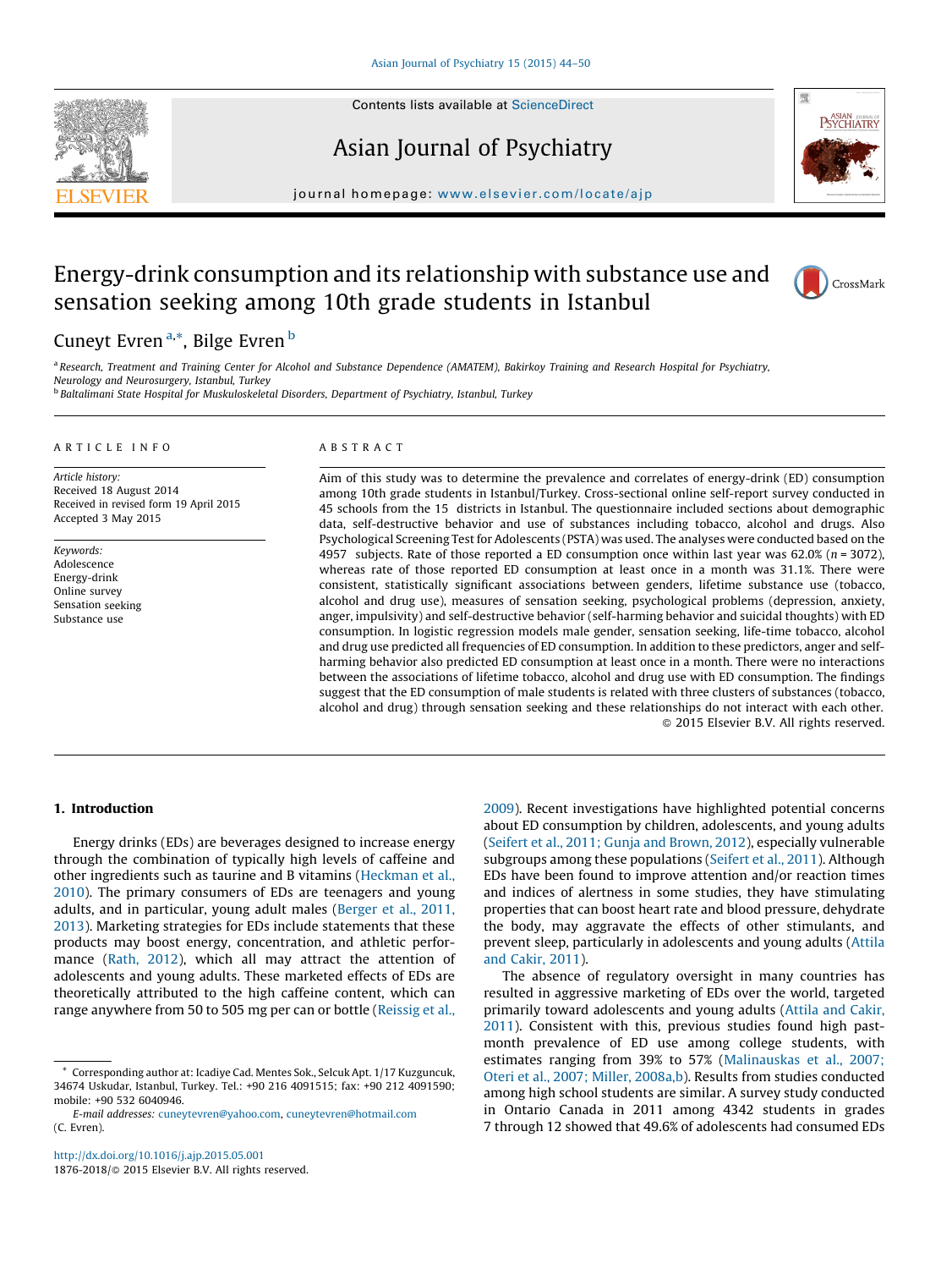# Energy-drink consumption and its relationship with substance use and sensation seeking among 10th grade students in Istanbul

Cuneyt Evren [a,*], Bilge Evren [b]

[a] Research, Treatment and Training Center for Alcohol and Substance Dependence (AMATEM), Bakirkoy Training and Research Hospital for Psychiatry, Neurology and Neurosurgery, Istanbul, Turkey
[b] Baltalimani State Hospital for Muskuloskeletal Disorders, Department of Psychiatry, Istanbul, Turkey

ARTICLE INFO

*Article history:*
Received 18 August 2014
Received in revised form 19 April 2015
Accepted 3 May 2015

*Keywords:*
Adolescence
Energy-drink
Online survey
Sensation seeking
Substance use

ABSTRACT

Aim of this study was to determine the prevalence and correlates of energy-drink (ED) consumption among 10th grade students in Istanbul/Turkey. Cross-sectional online self-report survey conducted in 45 schools from the 15 districts in Istanbul. The questionnaire included sections about demographic data, self-destructive behavior and use of substances including tobacco, alcohol and drugs. Also Psychological Screening Test for Adolescents (PSTA) was used. The analyses were conducted based on the 4957 subjects. Rate of those reported a ED consumption once within last year was 62.0% ($n = 3072$), whereas rate of those reported ED consumption at least once in a month was 31.1%. There were consistent, statistically significant associations between genders, lifetime substance use (tobacco, alcohol and drug use), measures of sensation seeking, psychological problems (depression, anxiety, anger, impulsivity) and self-destructive behavior (self-harming behavior and suicidal thoughts) with ED consumption. In logistic regression models male gender, sensation seeking, life-time tobacco, alcohol and drug use predicted all frequencies of ED consumption. In addition to these predictors, anger and self-harming behavior also predicted ED consumption at least once in a month. There were no interactions between the associations of lifetime tobacco, alcohol and drug use with ED consumption. The findings suggest that the ED consumption of male students is related with three clusters of substances (tobacco, alcohol and drug) through sensation seeking and these relationships do not interact with each other.

© 2015 Elsevier B.V. All rights reserved.

## 1. Introduction

Energy drinks (EDs) are beverages designed to increase energy through the combination of typically high levels of caffeine and other ingredients such as taurine and B vitamins (Heckman et al., 2010). The primary consumers of EDs are teenagers and young adults, and in particular, young adult males (Berger et al., 2011, 2013). Marketing strategies for EDs include statements that these products may boost energy, concentration, and athletic performance (Rath, 2012), which all may attract the attention of adolescents and young adults. These marketed effects of EDs are theoretically attributed to the high caffeine content, which can range anywhere from 50 to 505 mg per can or bottle (Reissig et al., 2009). Recent investigations have highlighted potential concerns about ED consumption by children, adolescents, and young adults (Seifert et al., 2011; Gunja and Brown, 2012), especially vulnerable subgroups among these populations (Seifert et al., 2011). Although EDs have been found to improve attention and/or reaction times and indices of alertness in some studies, they have stimulating properties that can boost heart rate and blood pressure, dehydrate the body, may aggravate the effects of other stimulants, and prevent sleep, particularly in adolescents and young adults (Attila and Cakir, 2011).

The absence of regulatory oversight in many countries has resulted in aggressive marketing of EDs over the world, targeted primarily toward adolescents and young adults (Attila and Cakir, 2011). Consistent with this, previous studies found high past-month prevalence of ED use among college students, with estimates ranging from 39% to 57% (Malinauskas et al., 2007; Oteri et al., 2007; Miller, 2008a,b). Results from studies conducted among high school students are similar. A survey study conducted in Ontario Canada in 2011 among 4342 students in grades 7 through 12 showed that 49.6% of adolescents had consumed EDs

* Corresponding author at: Icadiye Cad. Mentes Sok., Selcuk Apt. 1/17 Kuzguncuk, 34674 Uskudar, Istanbul, Turkey. Tel.: +90 216 4091515; fax: +90 212 4091590; mobile: +90 532 6040946.
*E-mail addresses:* cuneytevren@yahoo.com, cuneytevren@hotmail.com (C. Evren).

http://dx.doi.org/10.1016/j.ajp.2015.05.001
1876-2018/© 2015 Elsevier B.V. All rights reserved.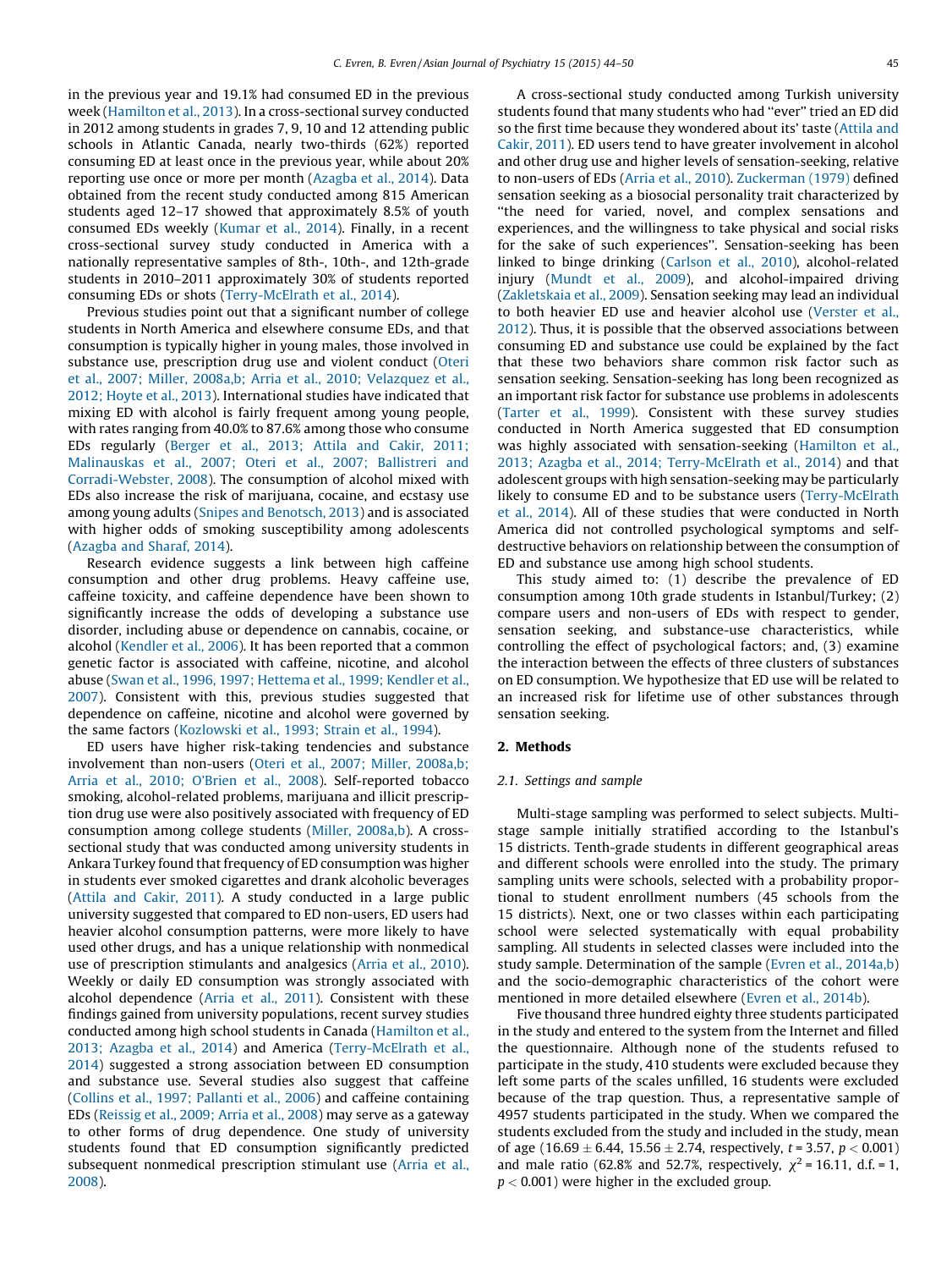in the previous year and 19.1% had consumed ED in the previous week (Hamilton et al., 2013). In a cross-sectional survey conducted in 2012 among students in grades 7, 9, 10 and 12 attending public schools in Atlantic Canada, nearly two-thirds (62%) reported consuming ED at least once in the previous year, while about 20% reporting use once or more per month (Azagba et al., 2014). Data obtained from the recent study conducted among 815 American students aged 12–17 showed that approximately 8.5% of youth consumed EDs weekly (Kumar et al., 2014). Finally, in a recent cross-sectional survey study conducted in America with a nationally representative samples of 8th-, 10th-, and 12th-grade students in 2010–2011 approximately 30% of students reported consuming EDs or shots (Terry-McElrath et al., 2014).

Previous studies point out that a significant number of college students in North America and elsewhere consume EDs, and that consumption is typically higher in young males, those involved in substance use, prescription drug use and violent conduct (Oteri et al., 2007; Miller, 2008a,b; Arria et al., 2010; Velazquez et al., 2012; Hoyte et al., 2013). International studies have indicated that mixing ED with alcohol is fairly frequent among young people, with rates ranging from 40.0% to 87.6% among those who consume EDs regularly (Berger et al., 2013; Attila and Cakir, 2011; Malinauskas et al., 2007; Oteri et al., 2007; Ballistreri and Corradi-Webster, 2008). The consumption of alcohol mixed with EDs also increase the risk of marijuana, cocaine, and ecstasy use among young adults (Snipes and Benotsch, 2013) and is associated with higher odds of smoking susceptibility among adolescents (Azagba and Sharaf, 2014).

Research evidence suggests a link between high caffeine consumption and other drug problems. Heavy caffeine use, caffeine toxicity, and caffeine dependence have been shown to significantly increase the odds of developing a substance use disorder, including abuse or dependence on cannabis, cocaine, or alcohol (Kendler et al., 2006). It has been reported that a common genetic factor is associated with caffeine, nicotine, and alcohol abuse (Swan et al., 1996, 1997; Hettema et al., 1999; Kendler et al., 2007). Consistent with this, previous studies suggested that dependence on caffeine, nicotine and alcohol were governed by the same factors (Kozlowski et al., 1993; Strain et al., 1994).

ED users have higher risk-taking tendencies and substance involvement than non-users (Oteri et al., 2007; Miller, 2008a,b; Arria et al., 2010; O'Brien et al., 2008). Self-reported tobacco smoking, alcohol-related problems, marijuana and illicit prescription drug use were also positively associated with frequency of ED consumption among college students (Miller, 2008a,b). A cross-sectional study that was conducted among university students in Ankara Turkey found that frequency of ED consumption was higher in students ever smoked cigarettes and drank alcoholic beverages (Attila and Cakir, 2011). A study conducted in a large public university suggested that compared to ED non-users, ED users had heavier alcohol consumption patterns, were more likely to have used other drugs, and has a unique relationship with nonmedical use of prescription stimulants and analgesics (Arria et al., 2010). Weekly or daily ED consumption was strongly associated with alcohol dependence (Arria et al., 2011). Consistent with these findings gained from university populations, recent survey studies conducted among high school students in Canada (Hamilton et al., 2013; Azagba et al., 2014) and America (Terry-McElrath et al., 2014) suggested a strong association between ED consumption and substance use. Several studies also suggest that caffeine (Collins et al., 1997; Pallanti et al., 2006) and caffeine containing EDs (Reissig et al., 2009; Arria et al., 2008) may serve as a gateway to other forms of drug dependence. One study of university students found that ED consumption significantly predicted subsequent nonmedical prescription stimulant use (Arria et al., 2008).

A cross-sectional study conducted among Turkish university students found that many students who had "ever" tried an ED did so the first time because they wondered about its' taste (Attila and Cakir, 2011). ED users tend to have greater involvement in alcohol and other drug use and higher levels of sensation-seeking, relative to non-users of EDs (Arria et al., 2010). Zuckerman (1979) defined sensation seeking as a biosocial personality trait characterized by "the need for varied, novel, and complex sensations and experiences, and the willingness to take physical and social risks for the sake of such experiences". Sensation-seeking has been linked to binge drinking (Carlson et al., 2010), alcohol-related injury (Mundt et al., 2009), and alcohol-impaired driving (Zakletskaia et al., 2009). Sensation seeking may lead an individual to both heavier ED use and heavier alcohol use (Verster et al., 2012). Thus, it is possible that the observed associations between consuming ED and substance use could be explained by the fact that these two behaviors share common risk factor such as sensation seeking. Sensation-seeking has long been recognized as an important risk factor for substance use problems in adolescents (Tarter et al., 1999). Consistent with these survey studies conducted in North America suggested that ED consumption was highly associated with sensation-seeking (Hamilton et al., 2013; Azagba et al., 2014; Terry-McElrath et al., 2014) and that adolescent groups with high sensation-seeking may be particularly likely to consume ED and to be substance users (Terry-McElrath et al., 2014). All of these studies that were conducted in North America did not controlled psychological symptoms and self-destructive behaviors on relationship between the consumption of ED and substance use among high school students.

This study aimed to: (1) describe the prevalence of ED consumption among 10th grade students in Istanbul/Turkey; (2) compare users and non-users of EDs with respect to gender, sensation seeking, and substance-use characteristics, while controlling the effect of psychological factors; and, (3) examine the interaction between the effects of three clusters of substances on ED consumption. We hypothesize that ED use will be related to an increased risk for lifetime use of other substances through sensation seeking.

## 2. Methods

### 2.1. Settings and sample

Multi-stage sampling was performed to select subjects. Multi-stage sample initially stratified according to the Istanbul's 15 districts. Tenth-grade students in different geographical areas and different schools were enrolled into the study. The primary sampling units were schools, selected with a probability proportional to student enrollment numbers (45 schools from the 15 districts). Next, one or two classes within each participating school were selected systematically with equal probability sampling. All students in selected classes were included into the study sample. Determination of the sample (Evren et al., 2014a,b) and the socio-demographic characteristics of the cohort were mentioned in more detailed elsewhere (Evren et al., 2014b).

Five thousand three hundred eighty three students participated in the study and entered to the system from the Internet and filled the questionnaire. Although none of the students refused to participate in the study, 410 students were excluded because they left some parts of the scales unfilled, 16 students were excluded because of the trap question. Thus, a representative sample of 4957 students participated in the study. When we compared the students excluded from the study and included in the study, mean of age ($16.69 \pm 6.44$, $15.56 \pm 2.74$, respectively, $t = 3.57$, $p < 0.001$) and male ratio (62.8% and 52.7%, respectively, $\chi^2 = 16.11$, d.f. = 1, $p < 0.001$) were higher in the excluded group.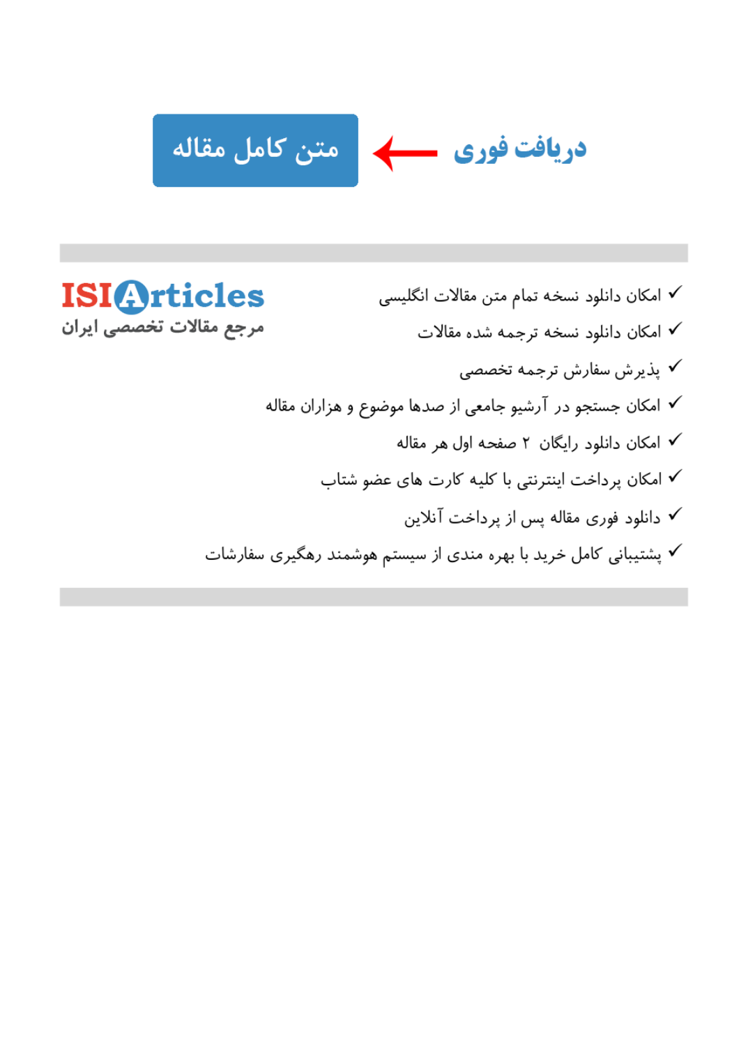دریافت فوری ← **متن کامل مقاله**

**ISIArticles**
مرجع مقالات تخصصی ایران

- ✓ امکان دانلود نسخه تمام متن مقالات انگلیسی
- ✓ امکان دانلود نسخه ترجمه شده مقالات
- ✓ پذیرش سفارش ترجمه تخصصی
- ✓ امکان جستجو در آرشیو جامعی از صدها موضوع و هزاران مقاله
- ✓ امکان دانلود رایگان ۲ صفحه اول هر مقاله
- ✓ امکان پرداخت اینترنتی با کلیه کارت های عضو شتاب
- ✓ دانلود فوری مقاله پس از پرداخت آنلاین
- ✓ پشتیبانی کامل خرید با بهره مندی از سیستم هوشمند رهگیری سفارشات